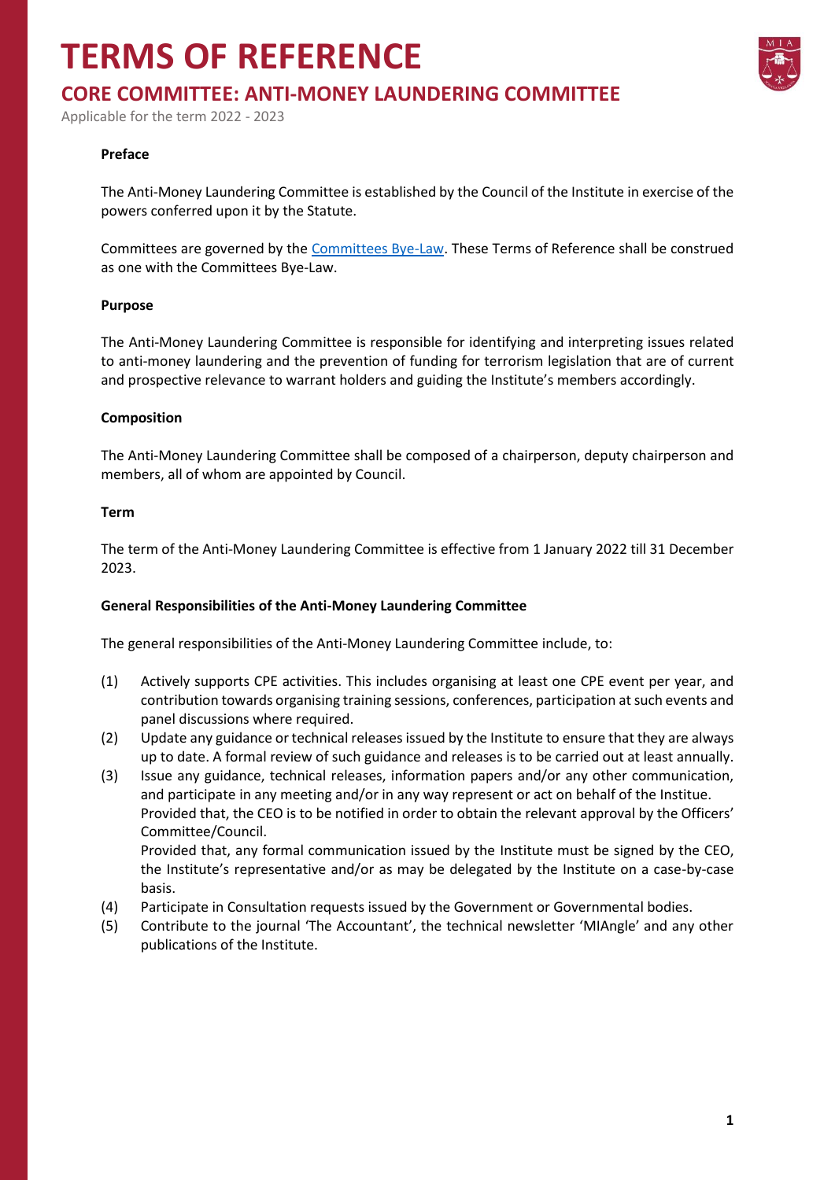# TERMS OF REFERENCE

## CORE COMMITTEE: ANTI-MONEY LAUNDERING COMMITTEE

Applicable for the term 2022 - 2023

**Preface**

The Anti-Money Laundering Committee is established by the Council of the Institute in exercise of the powers conferred upon it by the Statute.

Committees are governed by the Committees Bye-Law. These Terms of Reference shall be construed as one with the Committees Bye-Law.

**Purpose**

The Anti-Money Laundering Committee is responsible for identifying and interpreting issues related to anti-money laundering and the prevention of funding for terrorism legislation that are of current and prospective relevance to warrant holders and guiding the Institute's members accordingly.

**Composition**

The Anti-Money Laundering Committee shall be composed of a chairperson, deputy chairperson and members, all of whom are appointed by Council.

**Term**

The term of the Anti-Money Laundering Committee is effective from 1 January 2022 till 31 December 2023.

**General Responsibilities of the Anti-Money Laundering Committee**

The general responsibilities of the Anti-Money Laundering Committee include, to:

(1) Actively supports CPE activities. This includes organising at least one CPE event per year, and contribution towards organising training sessions, conferences, participation at such events and panel discussions where required.

(2) Update any guidance or technical releases issued by the Institute to ensure that they are always up to date. A formal review of such guidance and releases is to be carried out at least annually.

(3) Issue any guidance, technical releases, information papers and/or any other communication, and participate in any meeting and/or in any way represent or act on behalf of the Institute.
Provided that, the CEO is to be notified in order to obtain the relevant approval by the Officers' Committee/Council.
Provided that, any formal communication issued by the Institute must be signed by the CEO, the Institute's representative and/or as may be delegated by the Institute on a case-by-case basis.

(4) Participate in Consultation requests issued by the Government or Governmental bodies.

(5) Contribute to the journal 'The Accountant', the technical newsletter 'MIAngle' and any other publications of the Institute.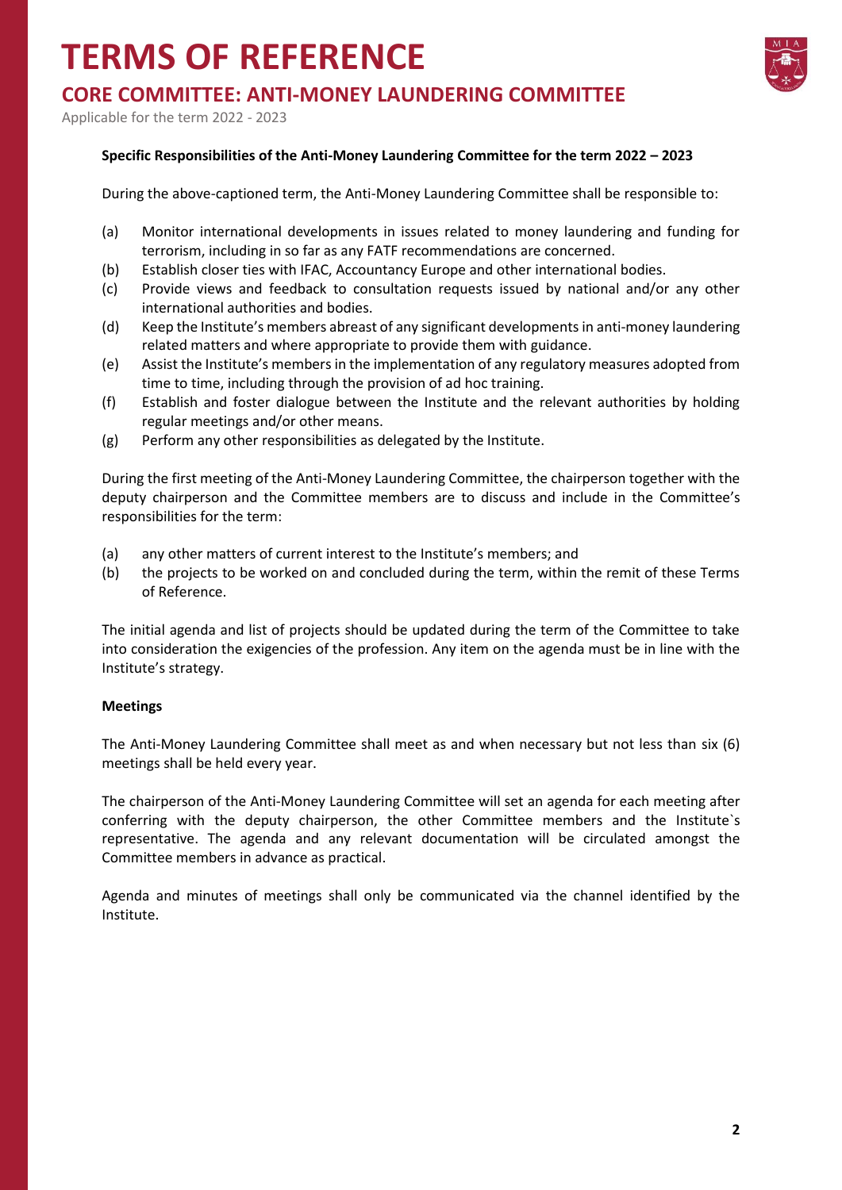# TERMS OF REFERENCE

## CORE COMMITTEE: ANTI-MONEY LAUNDERING COMMITTEE

Applicable for the term 2022 - 2023

**Specific Responsibilities of the Anti-Money Laundering Committee for the term 2022 – 2023**

During the above-captioned term, the Anti-Money Laundering Committee shall be responsible to:

(a) Monitor international developments in issues related to money laundering and funding for terrorism, including in so far as any FATF recommendations are concerned.
(b) Establish closer ties with IFAC, Accountancy Europe and other international bodies.
(c) Provide views and feedback to consultation requests issued by national and/or any other international authorities and bodies.
(d) Keep the Institute's members abreast of any significant developments in anti-money laundering related matters and where appropriate to provide them with guidance.
(e) Assist the Institute's members in the implementation of any regulatory measures adopted from time to time, including through the provision of ad hoc training.
(f) Establish and foster dialogue between the Institute and the relevant authorities by holding regular meetings and/or other means.
(g) Perform any other responsibilities as delegated by the Institute.

During the first meeting of the Anti-Money Laundering Committee, the chairperson together with the deputy chairperson and the Committee members are to discuss and include in the Committee's responsibilities for the term:

(a) any other matters of current interest to the Institute's members; and
(b) the projects to be worked on and concluded during the term, within the remit of these Terms of Reference.

The initial agenda and list of projects should be updated during the term of the Committee to take into consideration the exigencies of the profession. Any item on the agenda must be in line with the Institute's strategy.

**Meetings**

The Anti-Money Laundering Committee shall meet as and when necessary but not less than six (6) meetings shall be held every year.

The chairperson of the Anti-Money Laundering Committee will set an agenda for each meeting after conferring with the deputy chairperson, the other Committee members and the Institute`s representative. The agenda and any relevant documentation will be circulated amongst the Committee members in advance as practical.

Agenda and minutes of meetings shall only be communicated via the channel identified by the Institute.